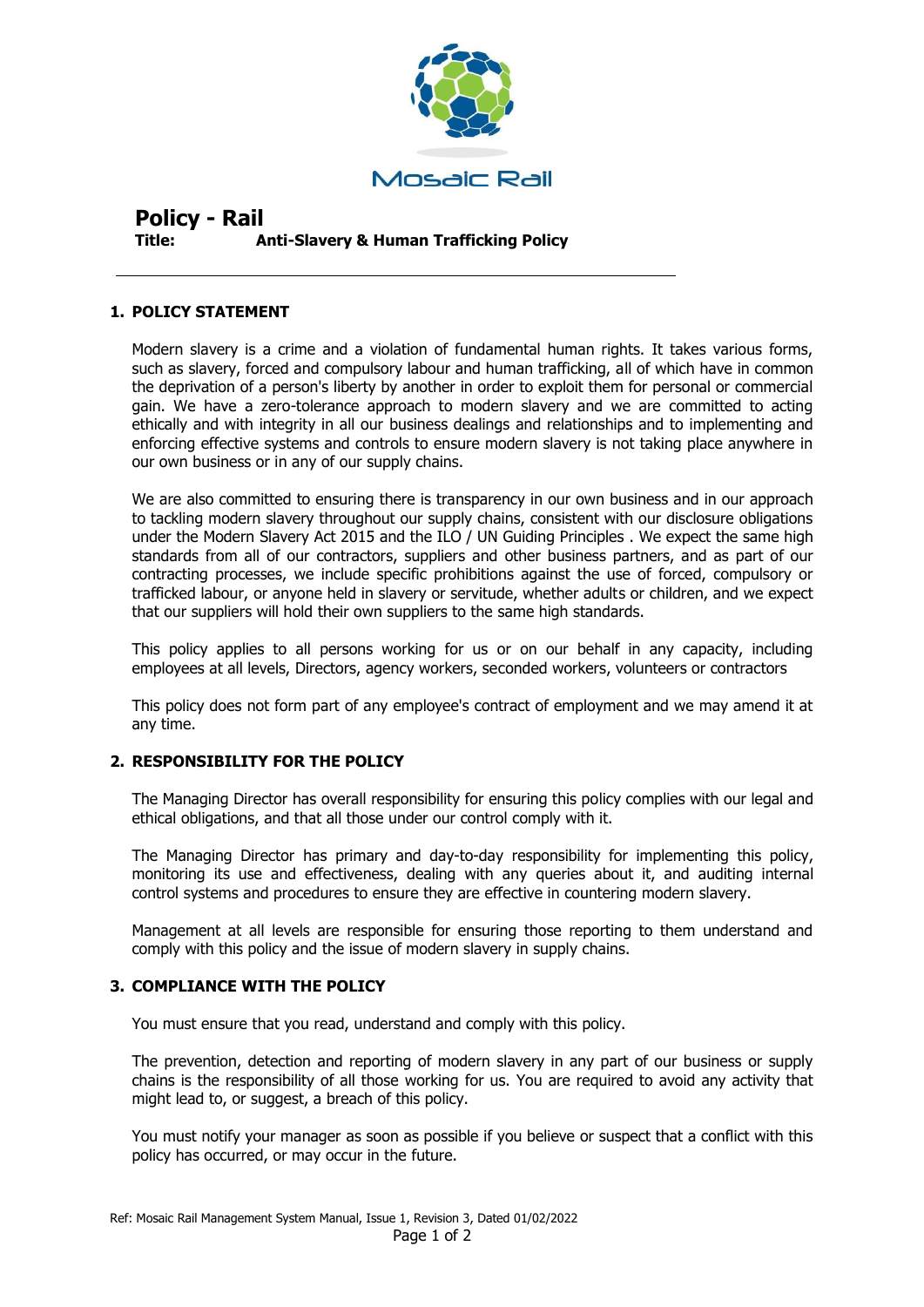Mosaic Rail

# Policy - Rail

**Title:** **Anti-Slavery & Human Trafficking Policy**

## 1. POLICY STATEMENT

Modern slavery is a crime and a violation of fundamental human rights. It takes various forms, such as slavery, forced and compulsory labour and human trafficking, all of which have in common the deprivation of a person's liberty by another in order to exploit them for personal or commercial gain. We have a zero-tolerance approach to modern slavery and we are committed to acting ethically and with integrity in all our business dealings and relationships and to implementing and enforcing effective systems and controls to ensure modern slavery is not taking place anywhere in our own business or in any of our supply chains.

We are also committed to ensuring there is transparency in our own business and in our approach to tackling modern slavery throughout our supply chains, consistent with our disclosure obligations under the Modern Slavery Act 2015 and the ILO / UN Guiding Principles . We expect the same high standards from all of our contractors, suppliers and other business partners, and as part of our contracting processes, we include specific prohibitions against the use of forced, compulsory or trafficked labour, or anyone held in slavery or servitude, whether adults or children, and we expect that our suppliers will hold their own suppliers to the same high standards.

This policy applies to all persons working for us or on our behalf in any capacity, including employees at all levels, Directors, agency workers, seconded workers, volunteers or contractors

This policy does not form part of any employee's contract of employment and we may amend it at any time.

## 2. RESPONSIBILITY FOR THE POLICY

The Managing Director has overall responsibility for ensuring this policy complies with our legal and ethical obligations, and that all those under our control comply with it.

The Managing Director has primary and day-to-day responsibility for implementing this policy, monitoring its use and effectiveness, dealing with any queries about it, and auditing internal control systems and procedures to ensure they are effective in countering modern slavery.

Management at all levels are responsible for ensuring those reporting to them understand and comply with this policy and the issue of modern slavery in supply chains.

## 3. COMPLIANCE WITH THE POLICY

You must ensure that you read, understand and comply with this policy.

The prevention, detection and reporting of modern slavery in any part of our business or supply chains is the responsibility of all those working for us. You are required to avoid any activity that might lead to, or suggest, a breach of this policy.

You must notify your manager as soon as possible if you believe or suspect that a conflict with this policy has occurred, or may occur in the future.

Ref: Mosaic Rail Management System Manual, Issue 1, Revision 3, Dated 01/02/2022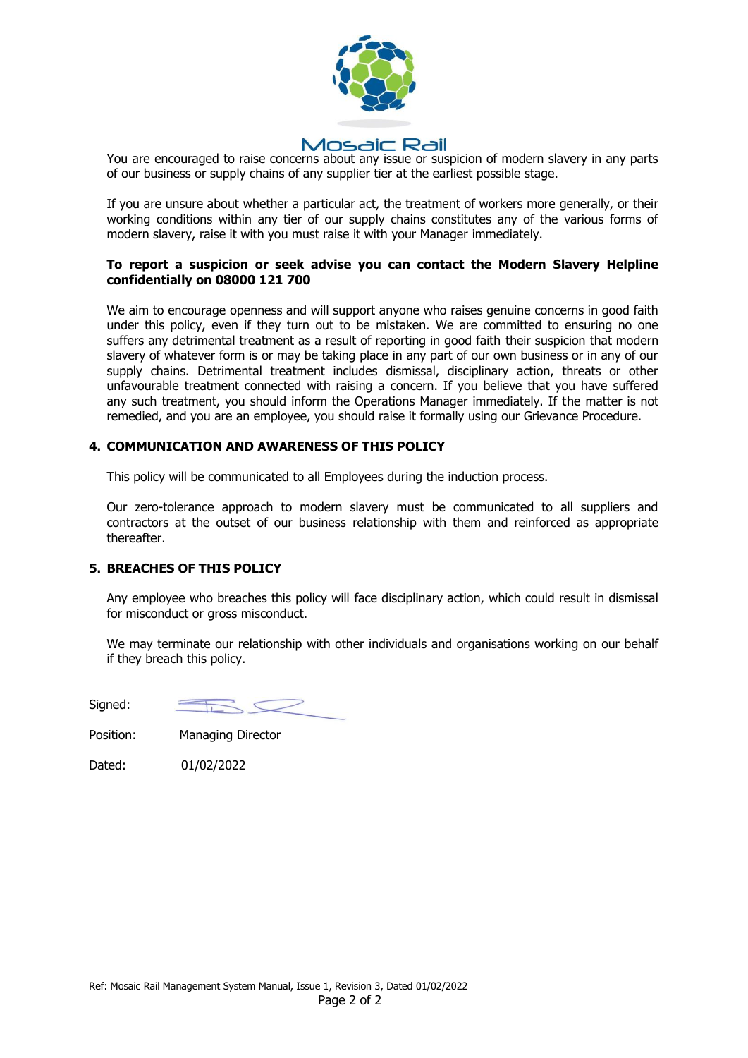You are encouraged to raise concerns about any issue or suspicion of modern slavery in any parts of our business or supply chains of any supplier tier at the earliest possible stage.

If you are unsure about whether a particular act, the treatment of workers more generally, or their working conditions within any tier of our supply chains constitutes any of the various forms of modern slavery, raise it with you must raise it with your Manager immediately.

**To report a suspicion or seek advise you can contact the Modern Slavery Helpline confidentially on 08000 121 700**

We aim to encourage openness and will support anyone who raises genuine concerns in good faith under this policy, even if they turn out to be mistaken. We are committed to ensuring no one suffers any detrimental treatment as a result of reporting in good faith their suspicion that modern slavery of whatever form is or may be taking place in any part of our own business or in any of our supply chains. Detrimental treatment includes dismissal, disciplinary action, threats or other unfavourable treatment connected with raising a concern. If you believe that you have suffered any such treatment, you should inform the Operations Manager immediately. If the matter is not remedied, and you are an employee, you should raise it formally using our Grievance Procedure.

## 4. COMMUNICATION AND AWARENESS OF THIS POLICY

This policy will be communicated to all Employees during the induction process.

Our zero-tolerance approach to modern slavery must be communicated to all suppliers and contractors at the outset of our business relationship with them and reinforced as appropriate thereafter.

## 5. BREACHES OF THIS POLICY

Any employee who breaches this policy will face disciplinary action, which could result in dismissal for misconduct or gross misconduct.

We may terminate our relationship with other individuals and organisations working on our behalf if they breach this policy.

Signed:

Position: Managing Director

Dated: 01/02/2022

Ref: Mosaic Rail Management System Manual, Issue 1, Revision 3, Dated 01/02/2022